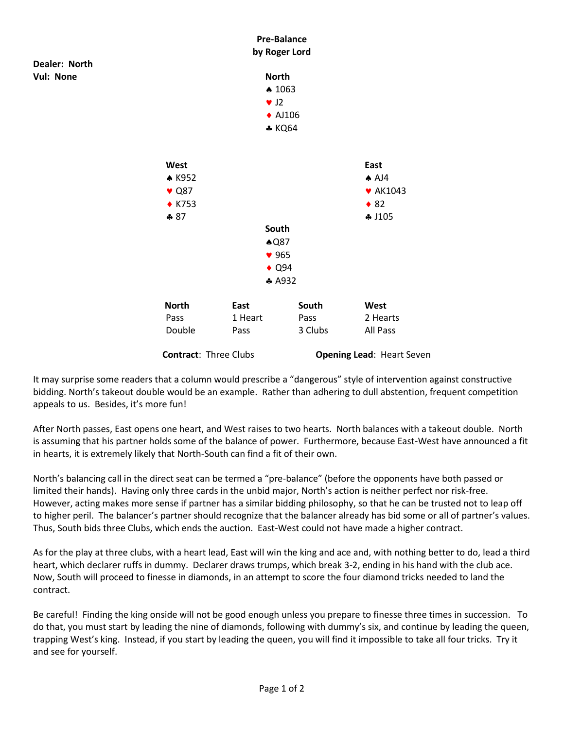# Pre-Balance
**by Roger Lord**

**Dealer: North**
**Vul: None**

**North**
♠ 1063
♥ J2
♦ AJ106
♣ KQ64

**West**
♠ K952
♥ Q87
♦ K753
♣ 87

**East**
♠ AJ4
♥ AK1043
♦ 82
♣ J105

**South**
♠Q87
♥ 965
♦ Q94
♣ A932

| North | East | South | West |
|---|---|---|---|
| Pass | 1 Heart | Pass | 2 Hearts |
| Double | Pass | 3 Clubs | All Pass |

**Contract**: Three Clubs    **Opening Lead**: Heart Seven

It may surprise some readers that a column would prescribe a "dangerous" style of intervention against constructive bidding. North's takeout double would be an example. Rather than adhering to dull abstention, frequent competition appeals to us. Besides, it's more fun!

After North passes, East opens one heart, and West raises to two hearts. North balances with a takeout double. North is assuming that his partner holds some of the balance of power. Furthermore, because East-West have announced a fit in hearts, it is extremely likely that North-South can find a fit of their own.

North's balancing call in the direct seat can be termed a "pre-balance" (before the opponents have both passed or limited their hands). Having only three cards in the unbid major, North's action is neither perfect nor risk-free. However, acting makes more sense if partner has a similar bidding philosophy, so that he can be trusted not to leap off to higher peril. The balancer's partner should recognize that the balancer already has bid some or all of partner's values. Thus, South bids three Clubs, which ends the auction. East-West could not have made a higher contract.

As for the play at three clubs, with a heart lead, East will win the king and ace and, with nothing better to do, lead a third heart, which declarer ruffs in dummy. Declarer draws trumps, which break 3-2, ending in his hand with the club ace. Now, South will proceed to finesse in diamonds, in an attempt to score the four diamond tricks needed to land the contract.

Be careful! Finding the king onside will not be good enough unless you prepare to finesse three times in succession. To do that, you must start by leading the nine of diamonds, following with dummy's six, and continue by leading the queen, trapping West's king. Instead, if you start by leading the queen, you will find it impossible to take all four tricks. Try it and see for yourself.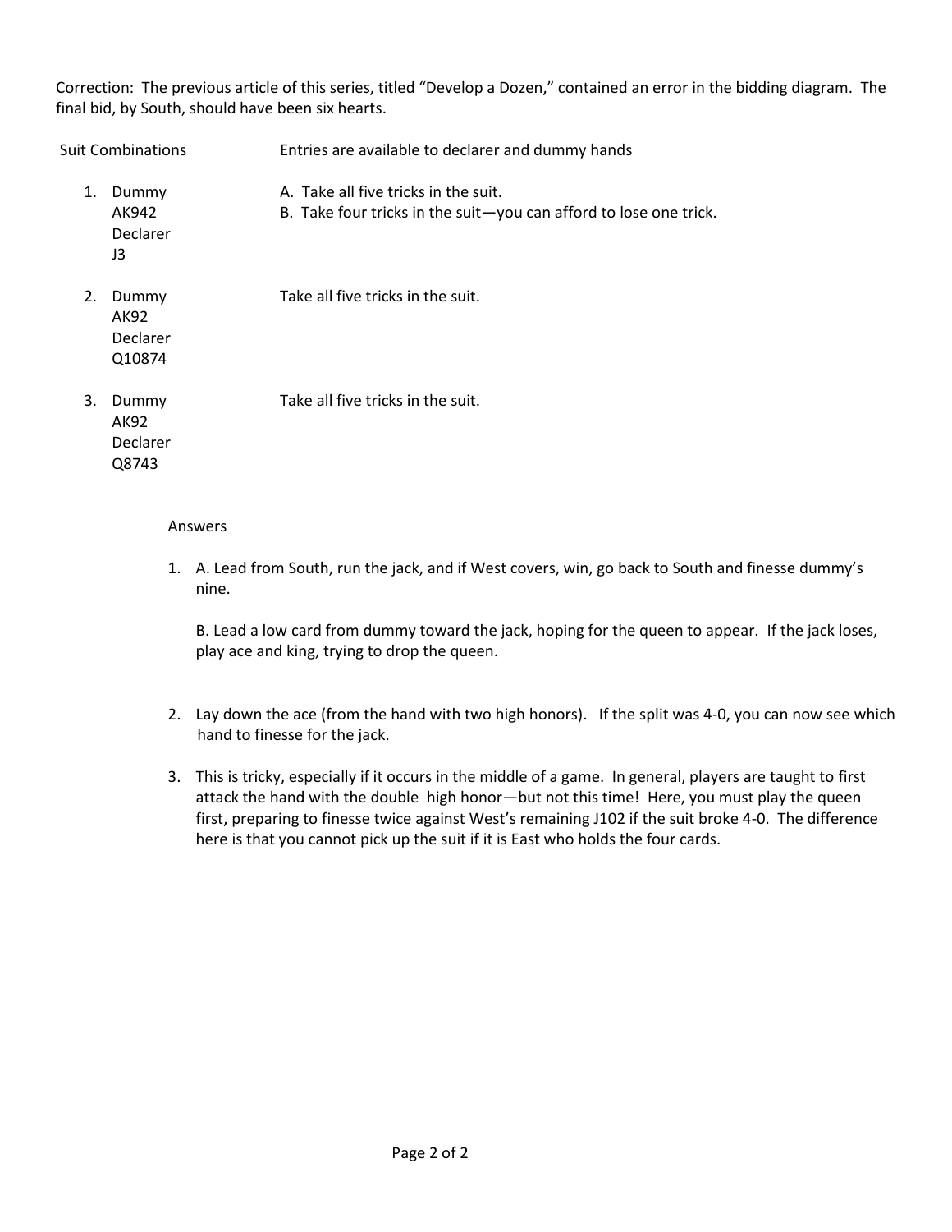Correction: The previous article of this series, titled "Develop a Dozen," contained an error in the bidding diagram. The final bid, by South, should have been six hearts.

| Suit Combinations | Entries are available to declarer and dummy hands |
|---|---|
| 1. Dummy<br>AK942<br>Declarer<br>J3 | A. Take all five tricks in the suit.<br>B. Take four tricks in the suit—you can afford to lose one trick. |
| 2. Dummy<br>AK92<br>Declarer<br>Q10874 | Take all five tricks in the suit. |
| 3. Dummy<br>AK92<br>Declarer<br>Q8743 | Take all five tricks in the suit. |

Answers

1. A. Lead from South, run the jack, and if West covers, win, go back to South and finesse dummy's nine.

   B. Lead a low card from dummy toward the jack, hoping for the queen to appear. If the jack loses, play ace and king, trying to drop the queen.

2. Lay down the ace (from the hand with two high honors). If the split was 4-0, you can now see which hand to finesse for the jack.

3. This is tricky, especially if it occurs in the middle of a game. In general, players are taught to first attack the hand with the double high honor—but not this time! Here, you must play the queen first, preparing to finesse twice against West's remaining J102 if the suit broke 4-0. The difference here is that you cannot pick up the suit if it is East who holds the four cards.